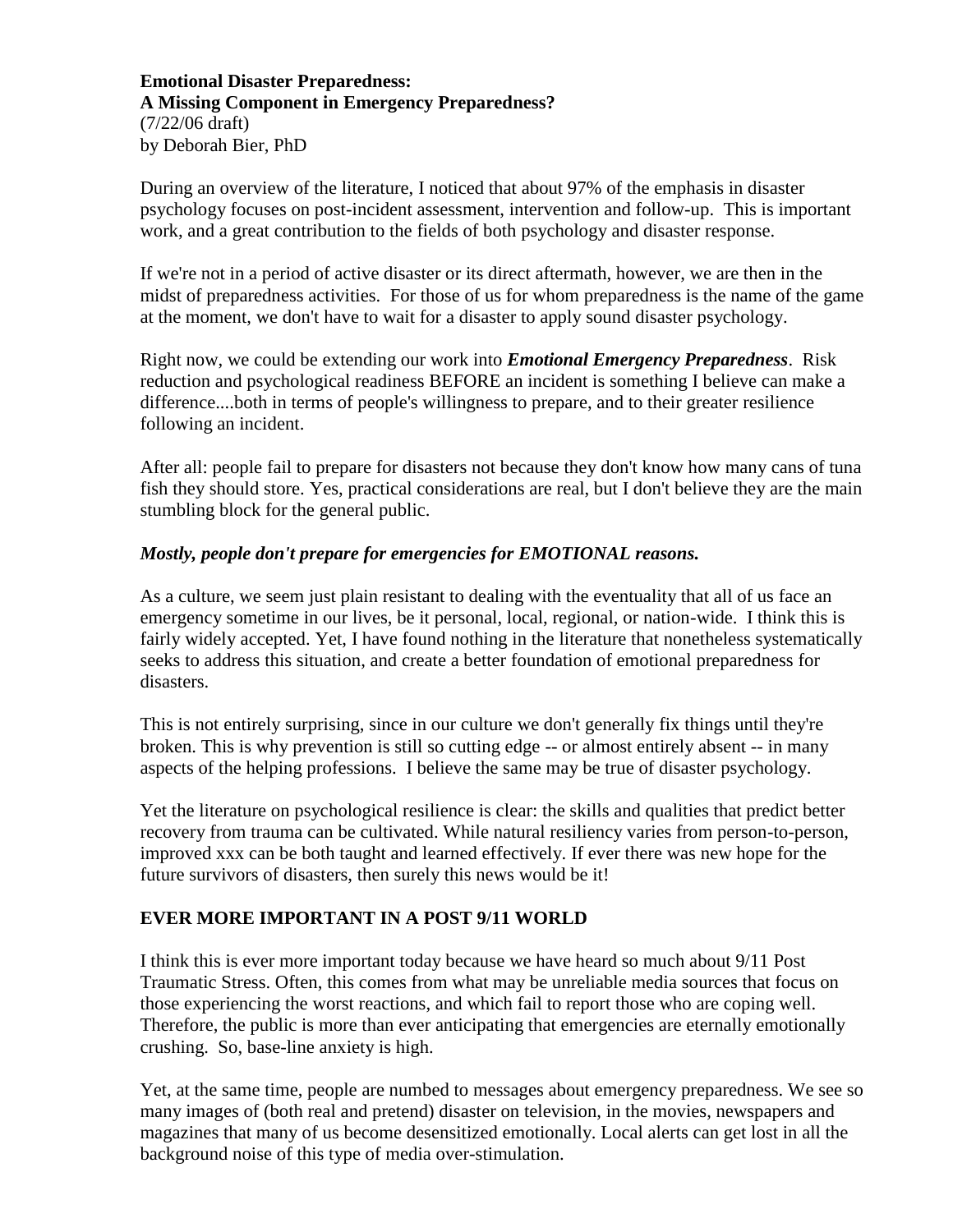**Emotional Disaster Preparedness:**
**A Missing Component in Emergency Preparedness?**
(7/22/06 draft)
by Deborah Bier, PhD

During an overview of the literature, I noticed that about 97% of the emphasis in disaster psychology focuses on post-incident assessment, intervention and follow-up. This is important work, and a great contribution to the fields of both psychology and disaster response.

If we're not in a period of active disaster or its direct aftermath, however, we are then in the midst of preparedness activities. For those of us for whom preparedness is the name of the game at the moment, we don't have to wait for a disaster to apply sound disaster psychology.

Right now, we could be extending our work into ***Emotional Emergency Preparedness***. Risk reduction and psychological readiness BEFORE an incident is something I believe can make a difference....both in terms of people's willingness to prepare, and to their greater resilience following an incident.

After all: people fail to prepare for disasters not because they don't know how many cans of tuna fish they should store. Yes, practical considerations are real, but I don't believe they are the main stumbling block for the general public.

***Mostly, people don't prepare for emergencies for EMOTIONAL reasons.***

As a culture, we seem just plain resistant to dealing with the eventuality that all of us face an emergency sometime in our lives, be it personal, local, regional, or nation-wide. I think this is fairly widely accepted. Yet, I have found nothing in the literature that nonetheless systematically seeks to address this situation, and create a better foundation of emotional preparedness for disasters.

This is not entirely surprising, since in our culture we don't generally fix things until they're broken. This is why prevention is still so cutting edge -- or almost entirely absent -- in many aspects of the helping professions. I believe the same may be true of disaster psychology.

Yet the literature on psychological resilience is clear: the skills and qualities that predict better recovery from trauma can be cultivated. While natural resiliency varies from person-to-person, improved xxx can be both taught and learned effectively. If ever there was new hope for the future survivors of disasters, then surely this news would be it!

## EVER MORE IMPORTANT IN A POST 9/11 WORLD

I think this is ever more important today because we have heard so much about 9/11 Post Traumatic Stress. Often, this comes from what may be unreliable media sources that focus on those experiencing the worst reactions, and which fail to report those who are coping well. Therefore, the public is more than ever anticipating that emergencies are eternally emotionally crushing. So, base-line anxiety is high.

Yet, at the same time, people are numbed to messages about emergency preparedness. We see so many images of (both real and pretend) disaster on television, in the movies, newspapers and magazines that many of us become desensitized emotionally. Local alerts can get lost in all the background noise of this type of media over-stimulation.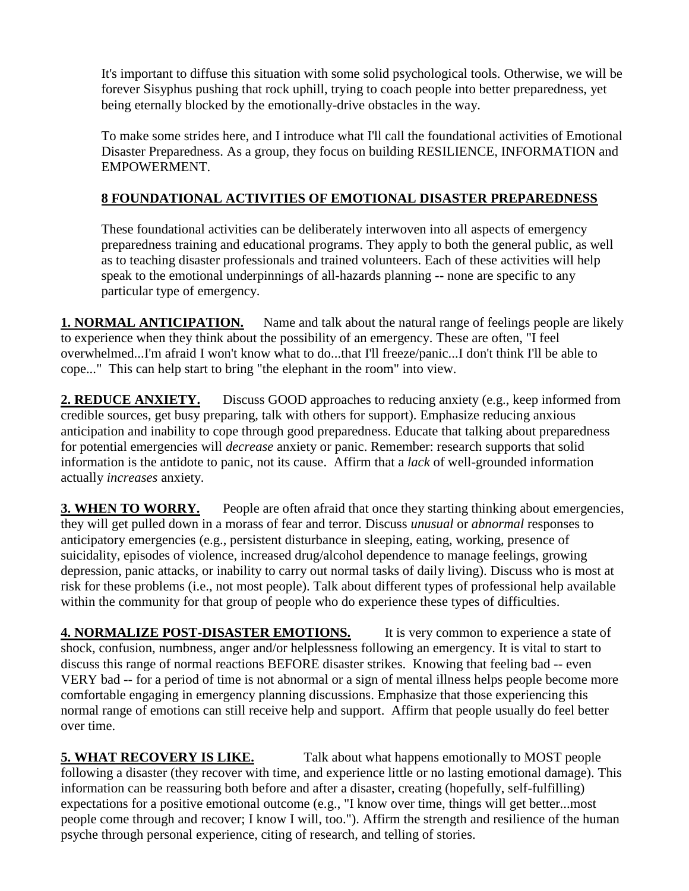It's important to diffuse this situation with some solid psychological tools. Otherwise, we will be forever Sisyphus pushing that rock uphill, trying to coach people into better preparedness, yet being eternally blocked by the emotionally-drive obstacles in the way.

To make some strides here, and I introduce what I'll call the foundational activities of Emotional Disaster Preparedness. As a group, they focus on building RESILIENCE, INFORMATION and EMPOWERMENT.

## **8 FOUNDATIONAL ACTIVITIES OF EMOTIONAL DISASTER PREPAREDNESS**

These foundational activities can be deliberately interwoven into all aspects of emergency preparedness training and educational programs. They apply to both the general public, as well as to teaching disaster professionals and trained volunteers. Each of these activities will help speak to the emotional underpinnings of all-hazards planning -- none are specific to any particular type of emergency.

**1. NORMAL ANTICIPATION.** Name and talk about the natural range of feelings people are likely to experience when they think about the possibility of an emergency. These are often, "I feel overwhelmed...I'm afraid I won't know what to do...that I'll freeze/panic...I don't think I'll be able to cope..." This can help start to bring "the elephant in the room" into view.

**2. REDUCE ANXIETY.** Discuss GOOD approaches to reducing anxiety (e.g., keep informed from credible sources, get busy preparing, talk with others for support). Emphasize reducing anxious anticipation and inability to cope through good preparedness. Educate that talking about preparedness for potential emergencies will *decrease* anxiety or panic. Remember: research supports that solid information is the antidote to panic, not its cause. Affirm that a *lack* of well-grounded information actually *increases* anxiety.

**3. WHEN TO WORRY.** People are often afraid that once they starting thinking about emergencies, they will get pulled down in a morass of fear and terror. Discuss *unusual* or *abnormal* responses to anticipatory emergencies (e.g., persistent disturbance in sleeping, eating, working, presence of suicidality, episodes of violence, increased drug/alcohol dependence to manage feelings, growing depression, panic attacks, or inability to carry out normal tasks of daily living). Discuss who is most at risk for these problems (i.e., not most people). Talk about different types of professional help available within the community for that group of people who do experience these types of difficulties.

**4. NORMALIZE POST-DISASTER EMOTIONS.** It is very common to experience a state of shock, confusion, numbness, anger and/or helplessness following an emergency. It is vital to start to discuss this range of normal reactions BEFORE disaster strikes. Knowing that feeling bad -- even VERY bad -- for a period of time is not abnormal or a sign of mental illness helps people become more comfortable engaging in emergency planning discussions. Emphasize that those experiencing this normal range of emotions can still receive help and support. Affirm that people usually do feel better over time.

**5. WHAT RECOVERY IS LIKE.** Talk about what happens emotionally to MOST people following a disaster (they recover with time, and experience little or no lasting emotional damage). This information can be reassuring both before and after a disaster, creating (hopefully, self-fulfilling) expectations for a positive emotional outcome (e.g., "I know over time, things will get better...most people come through and recover; I know I will, too."). Affirm the strength and resilience of the human psyche through personal experience, citing of research, and telling of stories.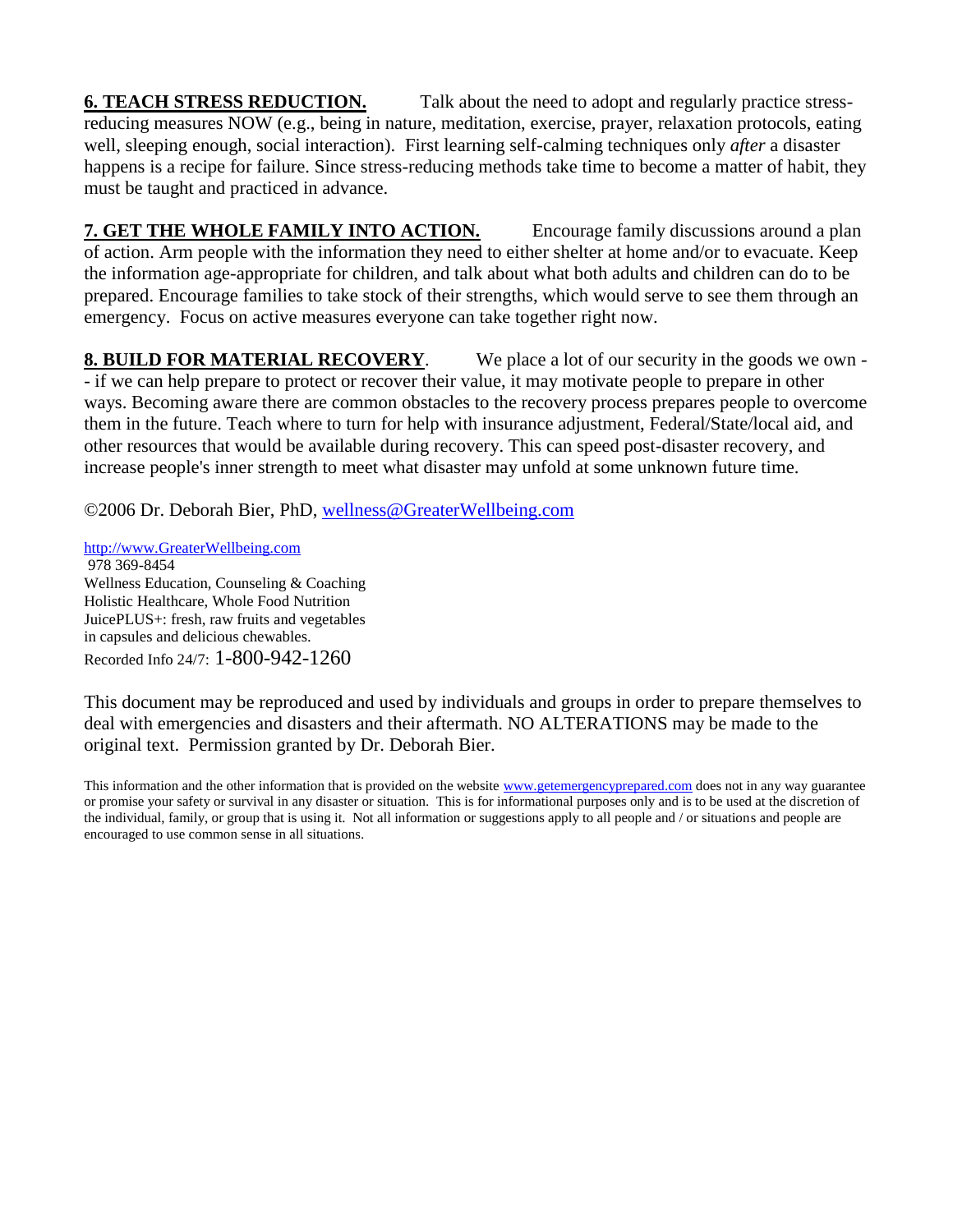**6. TEACH STRESS REDUCTION.** Talk about the need to adopt and regularly practice stress-reducing measures NOW (e.g., being in nature, meditation, exercise, prayer, relaxation protocols, eating well, sleeping enough, social interaction). First learning self-calming techniques only *after* a disaster happens is a recipe for failure. Since stress-reducing methods take time to become a matter of habit, they must be taught and practiced in advance.

**7. GET THE WHOLE FAMILY INTO ACTION.** Encourage family discussions around a plan of action. Arm people with the information they need to either shelter at home and/or to evacuate. Keep the information age-appropriate for children, and talk about what both adults and children can do to be prepared. Encourage families to take stock of their strengths, which would serve to see them through an emergency. Focus on active measures everyone can take together right now.

**8. BUILD FOR MATERIAL RECOVERY**. We place a lot of our security in the goods we own -- if we can help prepare to protect or recover their value, it may motivate people to prepare in other ways. Becoming aware there are common obstacles to the recovery process prepares people to overcome them in the future. Teach where to turn for help with insurance adjustment, Federal/State/local aid, and other resources that would be available during recovery. This can speed post-disaster recovery, and increase people's inner strength to meet what disaster may unfold at some unknown future time.

©2006 Dr. Deborah Bier, PhD, wellness@GreaterWellbeing.com

http://www.GreaterWellbeing.com
978 369-8454
Wellness Education, Counseling & Coaching
Holistic Healthcare, Whole Food Nutrition
JuicePLUS+: fresh, raw fruits and vegetables
in capsules and delicious chewables.
Recorded Info 24/7: 1-800-942-1260

This document may be reproduced and used by individuals and groups in order to prepare themselves to deal with emergencies and disasters and their aftermath. NO ALTERATIONS may be made to the original text. Permission granted by Dr. Deborah Bier.

This information and the other information that is provided on the website www.getemergencyprepared.com does not in any way guarantee or promise your safety or survival in any disaster or situation. This is for informational purposes only and is to be used at the discretion of the individual, family, or group that is using it. Not all information or suggestions apply to all people and / or situations and people are encouraged to use common sense in all situations.